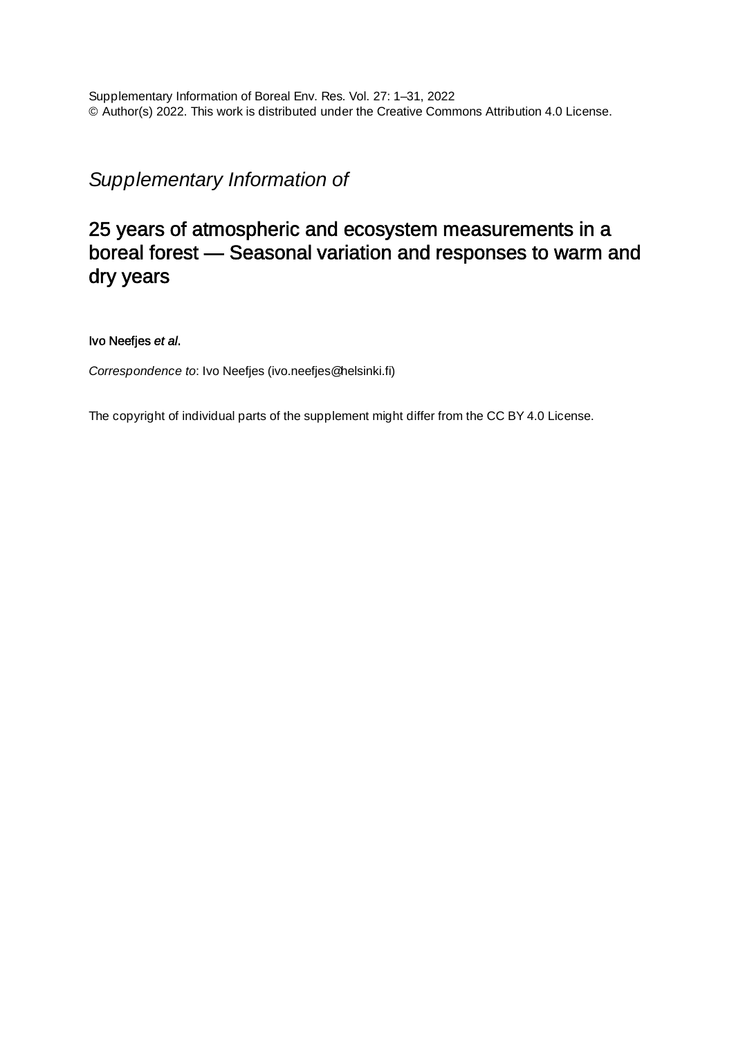Supplementary Information of Boreal Env. Res. Vol. 27: 1–31, 2022
© Author(s) 2022. This work is distributed under the Creative Commons Attribution 4.0 License.

*Supplementary Information of*

# 25 years of atmospheric and ecosystem measurements in a boreal forest — Seasonal variation and responses to warm and dry years

Ivo Neefjes *et al*.

*Correspondence to*: Ivo Neefjes (ivo.neefjes@helsinki.fi)

The copyright of individual parts of the supplement might differ from the CC BY 4.0 License.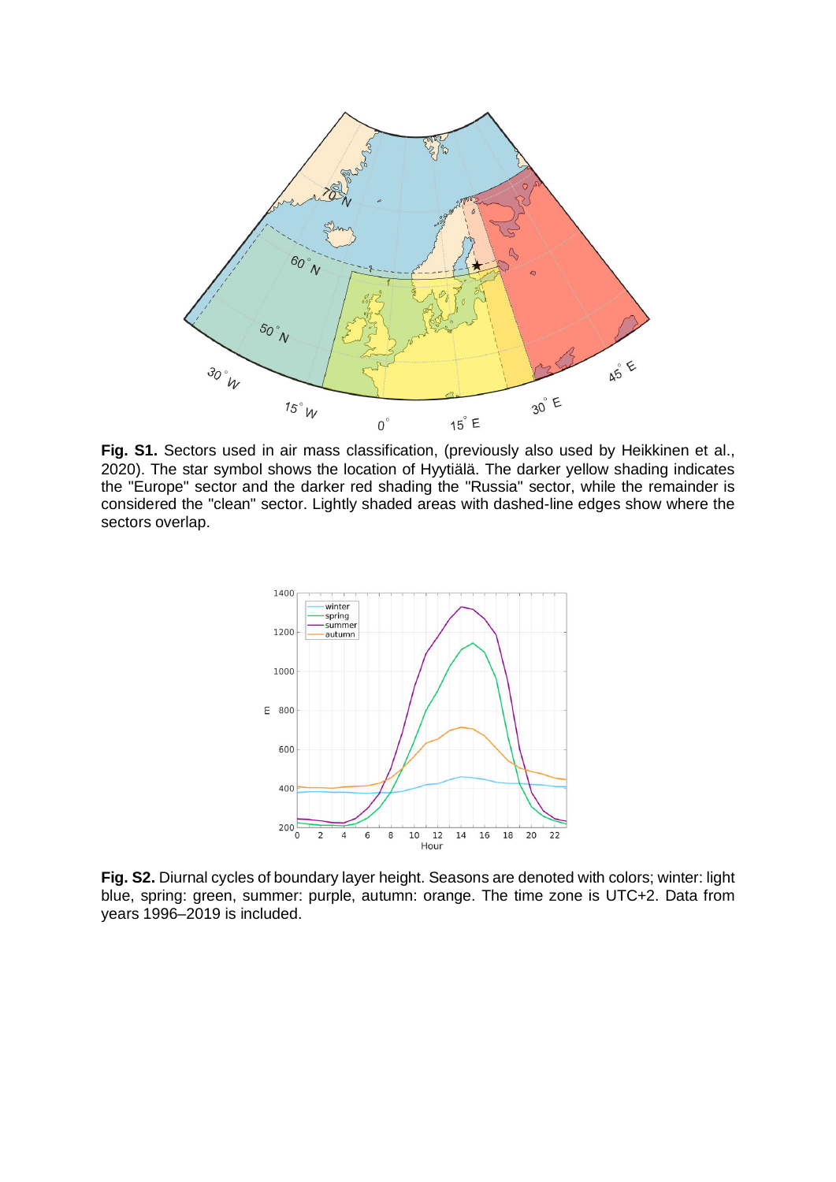70° N

60° N

50° N

30° W

15° W

0°

15° E

30° E

45° E

**Fig. S1.** Sectors used in air mass classification, (previously also used by Heikkinen et al., 2020). The star symbol shows the location of Hyytiälä. The darker yellow shading indicates the "Europe" sector and the darker red shading the "Russia" sector, while the remainder is considered the "clean" sector. Lightly shaded areas with dashed-line edges show where the sectors overlap.

winter
spring
summer
autumn

1400
1200
1000
800
600
400
200

m

0 2 4 6 8 10 12 14 16 18 20 22

Hour

**Fig. S2.** Diurnal cycles of boundary layer height. Seasons are denoted with colors; winter: light blue, spring: green, summer: purple, autumn: orange. The time zone is UTC+2. Data from years 1996–2019 is included.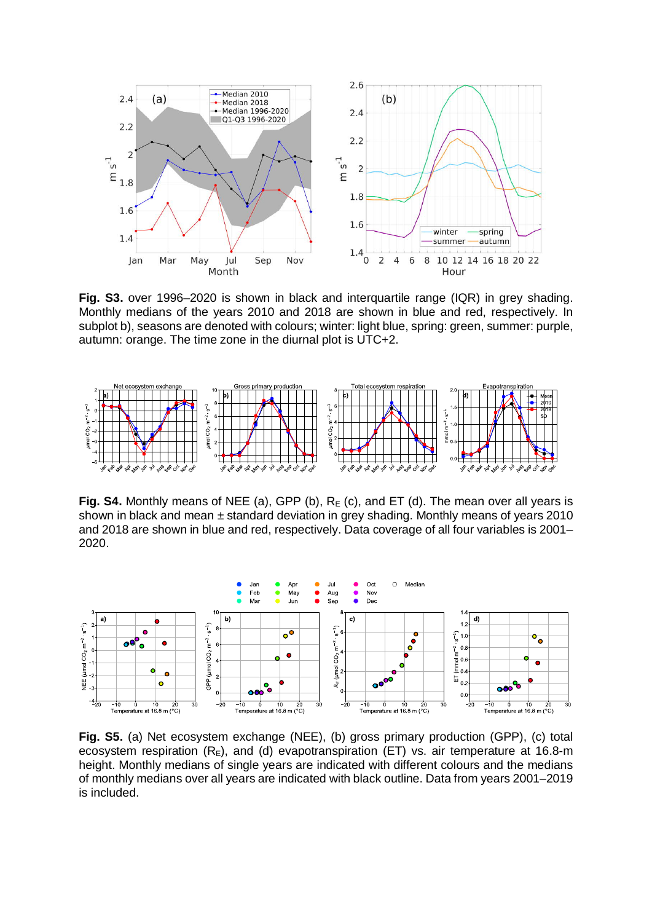(a)

Median 2010
Median 2018
Median 1996-2020
Q1-Q3 1996-2020

m s⁻¹

2.4
2.2
2
1.8
1.6
1.4

Jan Mar May Jul Sep Nov
Month

(b)

2.6
2.4
2.2
2
1.8
1.6
1.4

m s⁻¹

winter spring
summer autumn

0 2 4 6 8 10 12 14 16 18 20 22
Hour

**Fig. S3.** over 1996–2020 is shown in black and interquartile range (IQR) in grey shading. Monthly medians of the years 2010 and 2018 are shown in blue and red, respectively. In subplot b), seasons are denoted with colours; winter: light blue, spring: green, summer: purple, autumn: orange. The time zone in the diurnal plot is UTC+2.

a) Net ecosystem exchange

b) Gross primary production

c) Total ecosystem respiration

d) Evapotranspiration

Mean
2010
2018
SD

Jan Feb Mar Apr May Jun Jul Aug Sep Oct Nov Dec

**Fig. S4.** Monthly means of NEE (a), GPP (b), $R_E$ (c), and ET (d). The mean over all years is shown in black and mean ± standard deviation in grey shading. Monthly means of years 2010 and 2018 are shown in blue and red, respectively. Data coverage of all four variables is 2001–2020.

Jan Apr Jul Oct Median
Feb May Aug Nov
Mar Jun Sep Dec

a) NEE (µmol CO₂ m⁻² · s⁻¹)

b) GPP (µmol CO₂ m⁻² · s⁻¹)

c) $R_E$ (µmol CO₂ m⁻² · s⁻¹)

d) ET (mmol m⁻² · s⁻¹)

Temperature at 16.8 m (°C)

**Fig. S5.** (a) Net ecosystem exchange (NEE), (b) gross primary production (GPP), (c) total ecosystem respiration ($R_E$), and (d) evapotranspiration (ET) vs. air temperature at 16.8-m height. Monthly medians of single years are indicated with different colours and the medians of monthly medians over all years are indicated with black outline. Data from years 2001–2019 is included.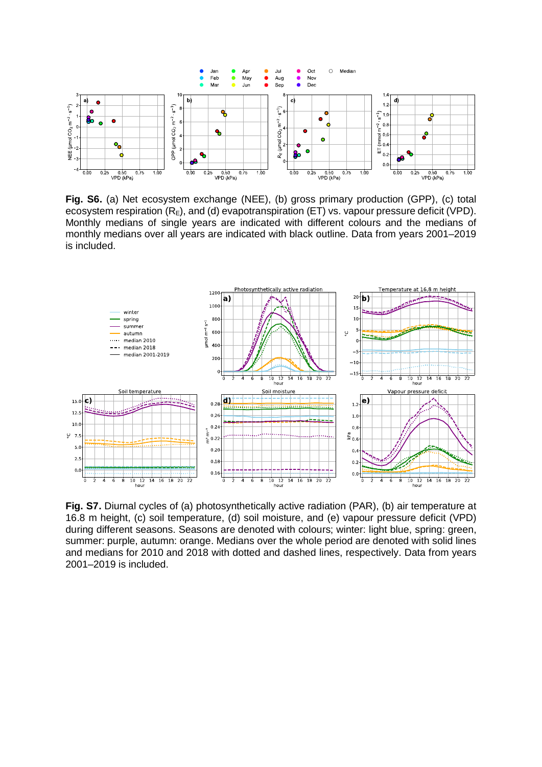Jan Feb Mar Apr May Jun Jul Aug Sep Oct Nov Dec Median

a) NEE (µmol CO2 m−2 s−1) VPD (kPa)

b) GPP (µmol CO2 m−2 s−1) VPD (kPa)

c) $R_E$ (µmol CO2 m−2 s−1) VPD (kPa)

d) ET (mmol m−2 s−1) VPD (kPa)

**Fig. S6.** (a) Net ecosystem exchange (NEE), (b) gross primary production (GPP), (c) total ecosystem respiration ($R_E$), and (d) evapotranspiration (ET) vs. vapour pressure deficit (VPD). Monthly medians of single years are indicated with different colours and the medians of monthly medians over all years are indicated with black outline. Data from years 2001–2019 is included.

winter
spring
summer
autumn
median 2010
median 2018
median 2001-2019

Photosynthetically active radiation
a) µmol m−2 s−1 hour

Temperature at 16.8 m height
b) °C hour

Soil temperature
c) °C hour

Soil moisture
d) m3 m−3 hour

Vapour pressure deficit
e) kPa hour

**Fig. S7.** Diurnal cycles of (a) photosynthetically active radiation (PAR), (b) air temperature at 16.8 m height, (c) soil temperature, (d) soil moisture, and (e) vapour pressure deficit (VPD) during different seasons. Seasons are denoted with colours; winter: light blue, spring: green, summer: purple, autumn: orange. Medians over the whole period are denoted with solid lines and medians for 2010 and 2018 with dotted and dashed lines, respectively. Data from years 2001–2019 is included.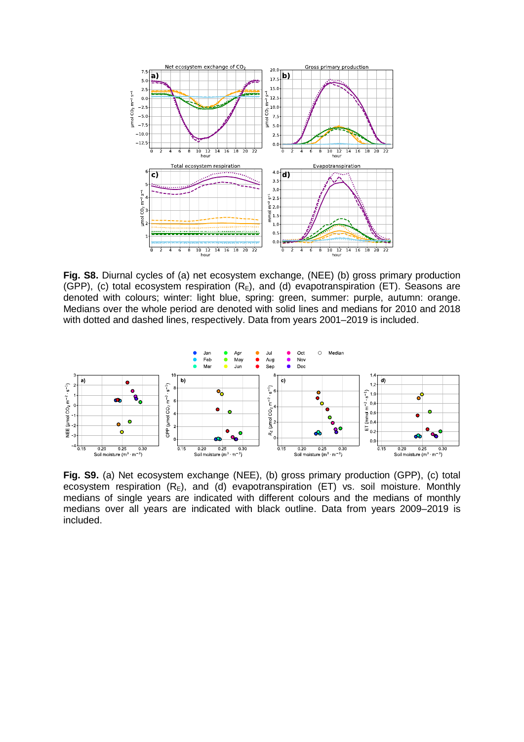Net ecosystem exchange of $CO_2$

a)

μmol $CO_2$ $m^{-2}$ $s^{-1}$

7.5
5.0
2.5
0.0
−2.5
−5.0
−7.5
−10.0
−12.5

0 2 4 6 8 10 12 14 16 18 20 22

hour

Gross primary production

b)

μmol $CO_2$ $m^{-2}$ $s^{-1}$

20.0
17.5
15.0
12.5
10.0
7.5
5.0
2.5
0.0

0 2 4 6 8 10 12 14 16 18 20 22

hour

Total ecosystem respiration

c)

μmol $CO_2$ $m^{-2}$ $s^{-1}$

6
5
4
3
2
1

0 2 4 6 8 10 12 14 16 18 20 22

hour

Evapotranspiration

d)

mmol $m^{-2}$ $s^{-1}$

4.0
3.5
3.0
2.5
2.0
1.5
1.0
0.5
0.0

0 2 4 6 8 10 12 14 16 18 20 22

hour

**Fig. S8.** Diurnal cycles of (a) net ecosystem exchange, (NEE) (b) gross primary production (GPP), (c) total ecosystem respiration ($R_E$), and (d) evapotranspiration (ET). Seasons are denoted with colours; winter: light blue, spring: green, summer: purple, autumn: orange. Medians over the whole period are denoted with solid lines and medians for 2010 and 2018 with dotted and dashed lines, respectively. Data from years 2001–2019 is included.

Jan
Feb
Mar
Apr
May
Jun
Jul
Aug
Sep
Oct
Nov
Dec
Median

a)

NEE (μmol $CO_2$ $m^{-2}$ · $s^{-1}$)

3
2
1
0
−1
−2
−3
−4

0.15 0.20 0.25 0.30

Soil moisture ($m^3$ · $m^{-3}$)

b)

GPP (μmol $CO_2$ $m^{-2}$ · $s^{-1}$)

10
8
6
4
2
0

0.15 0.20 0.25 0.30

Soil moisture ($m^3$ · $m^{-3}$)

c)

$R_E$ (μmol $CO_2$ $m^{-2}$ · $s^{-1}$)

8
6
4
2
0

0.15 0.20 0.25 0.30

Soil moisture ($m^3$ · $m^{-3}$)

d)

ET (mmol $m^{-2}$ · $s^{-1}$)

1.4
1.2
1.0
0.8
0.6
0.4
0.2
0.0

0.15 0.20 0.25 0.30

Soil moisture ($m^3$ · $m^{-3}$)

**Fig. S9.** (a) Net ecosystem exchange (NEE), (b) gross primary production (GPP), (c) total ecosystem respiration ($R_E$), and (d) evapotranspiration (ET) vs. soil moisture. Monthly medians of single years are indicated with different colours and the medians of monthly medians over all years are indicated with black outline. Data from years 2009–2019 is included.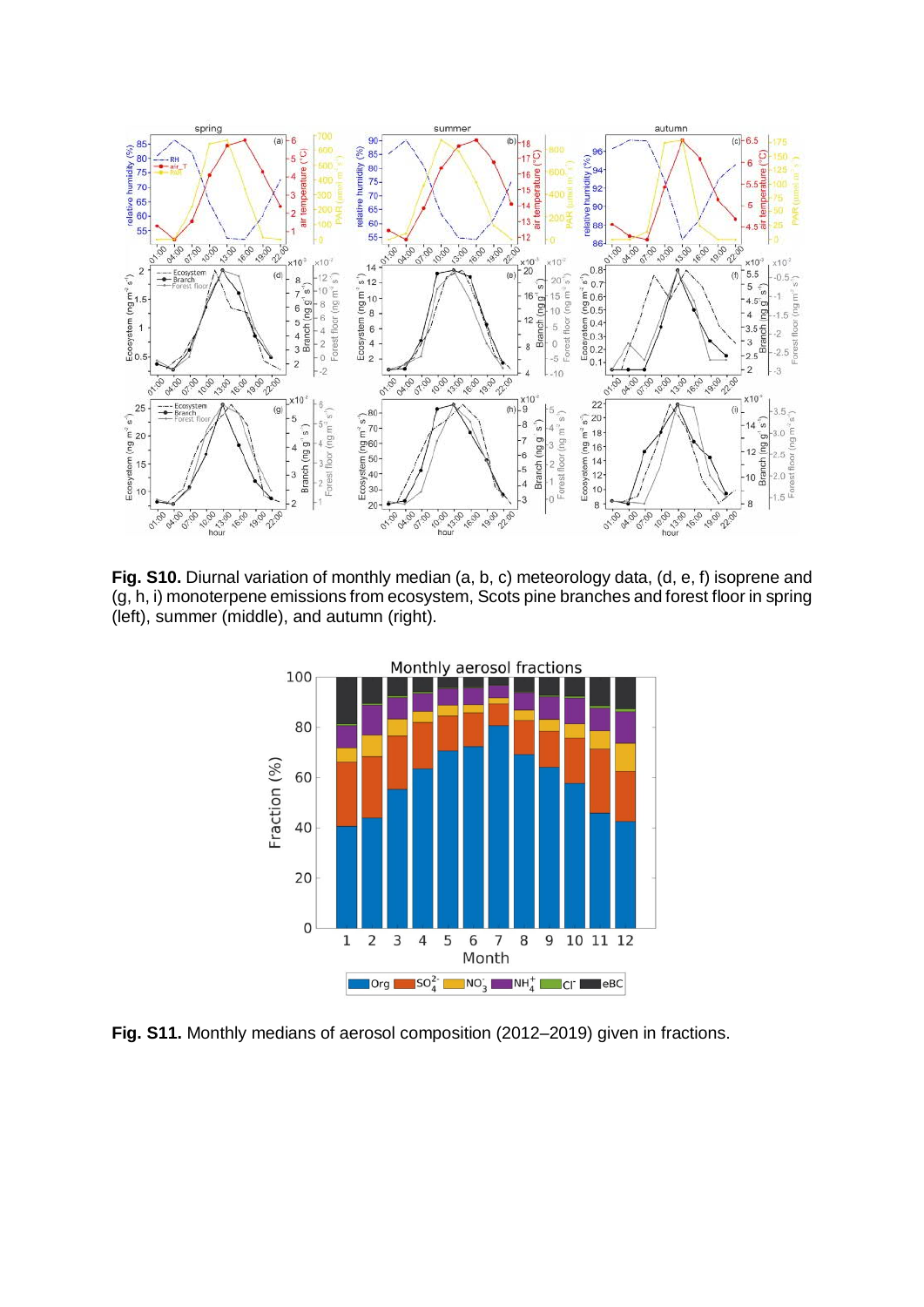spring

summer

autumn

(a)

(b)

(c)

relative humidity (%)

air temperature (°C)

PAR (μmol m⁻² s⁻¹)

RH

air_T

PAR

01:00 04:00 07:00 10:00 13:00 16:00 19:00 22:00

(d)

(e)

(f)

Ecosystem

Branch

Forest floor

Ecosystem (ng m⁻² s⁻¹)

Branch (ng g⁻¹ s⁻¹)

Forest floor (ng m⁻² s⁻¹)

(g)

(h)

(i)

hour

**Fig. S10.** Diurnal variation of monthly median (a, b, c) meteorology data, (d, e, f) isoprene and (g, h, i) monoterpene emissions from ecosystem, Scots pine branches and forest floor in spring (left), summer (middle), and autumn (right).

Monthly aerosol fractions

Fraction (%)

100
80
60
40
20
0

1 2 3 4 5 6 7 8 9 10 11 12

Month

Org $SO_4^{2-}$ $NO_3^-$ $NH_4^+$ $Cl^-$ eBC

**Fig. S11.** Monthly medians of aerosol composition (2012–2019) given in fractions.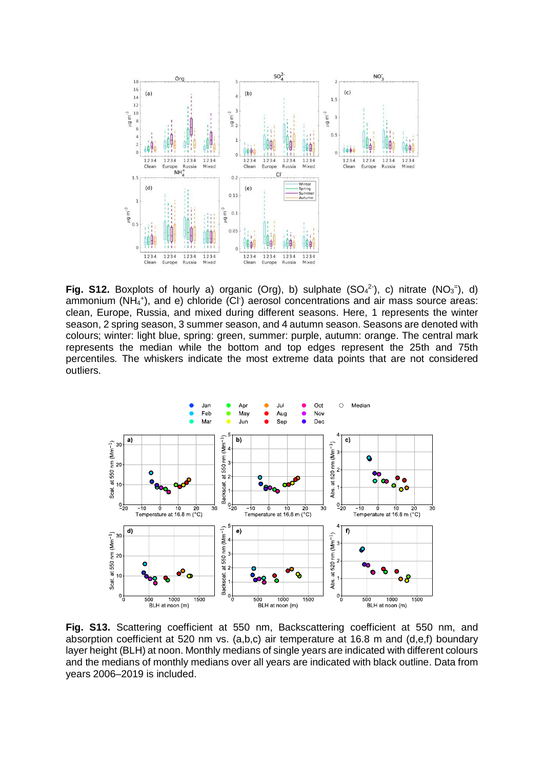Org

(a)

μg m⁻³

18
16
14
12
10
8
6
4
2
0

1234 1234 1234 1234
Clean Europe Russia Mixed

$SO_4^{2-}$

(b)

μg m⁻³

5
4
3
2
1
0

1234 1234 1234 1234
Clean Europe Russia Mixed

$NO_3^-$

(c)

μg m⁻³

2
1.5
1
0.5
0

1234 1234 1234 1234
Clean Europe Russia Mixed

$NH_4^+$

(d)

μg m⁻³

1.5
1
0.5
0

1234 1234 1234 1234
Clean Europe Russia Mixed

$Cl^-$

(e)

μg m⁻³

0.2
0.15
0.1
0.05
0

Winter
Spring
Summer
Autumn

1234 1234 1234 1234
Clean Europe Russia Mixed

**Fig. S12.** Boxplots of hourly a) organic (Org), b) sulphate ($SO_4^{2-}$), c) nitrate ($NO_3^{=}$), d) ammonium ($NH_4^+$), and e) chloride ($Cl^-$) aerosol concentrations and air mass source areas: clean, Europe, Russia, and mixed during different seasons. Here, 1 represents the winter season, 2 spring season, 3 summer season, and 4 autumn season. Seasons are denoted with colours; winter: light blue, spring: green, summer: purple, autumn: orange. The central mark represents the median while the bottom and top edges represent the 25th and 75th percentiles. The whiskers indicate the most extreme data points that are not considered outliers.

Jan Feb Mar Apr May Jun Jul Aug Sep Oct Nov Dec Median

a) Scat. at 550 nm (Mm⁻¹)
30
20
10
0
-20 -10 0 10 20 30
Temperature at 16.8 m (°C)

b) Backscat. at 550 nm (Mm⁻¹)
5
4
3
2
1
0
-20 -10 0 10 20 30
Temperature at 16.8 m (°C)

c) Abs. at 520 nm (Mm⁻¹)
4
3
2
1
0
-20 -10 0 10 20 30
Temperature at 16.8 m (°C)

d) Scat. at 550 nm (Mm⁻¹)
30
20
10
0
0 500 1000 1500
BLH at noon (m)

e) Backscat. at 550 nm (Mm⁻¹)
5
4
3
2
1
0
0 500 1000 1500
BLH at noon (m)

f) Abs. at 520 nm (Mm⁻¹)
4
3
2
1
0
0 500 1000 1500
BLH at noon (m)

**Fig. S13.** Scattering coefficient at 550 nm, Backscattering coefficient at 550 nm, and absorption coefficient at 520 nm vs. (a,b,c) air temperature at 16.8 m and (d,e,f) boundary layer height (BLH) at noon. Monthly medians of single years are indicated with different colours and the medians of monthly medians over all years are indicated with black outline. Data from years 2006–2019 is included.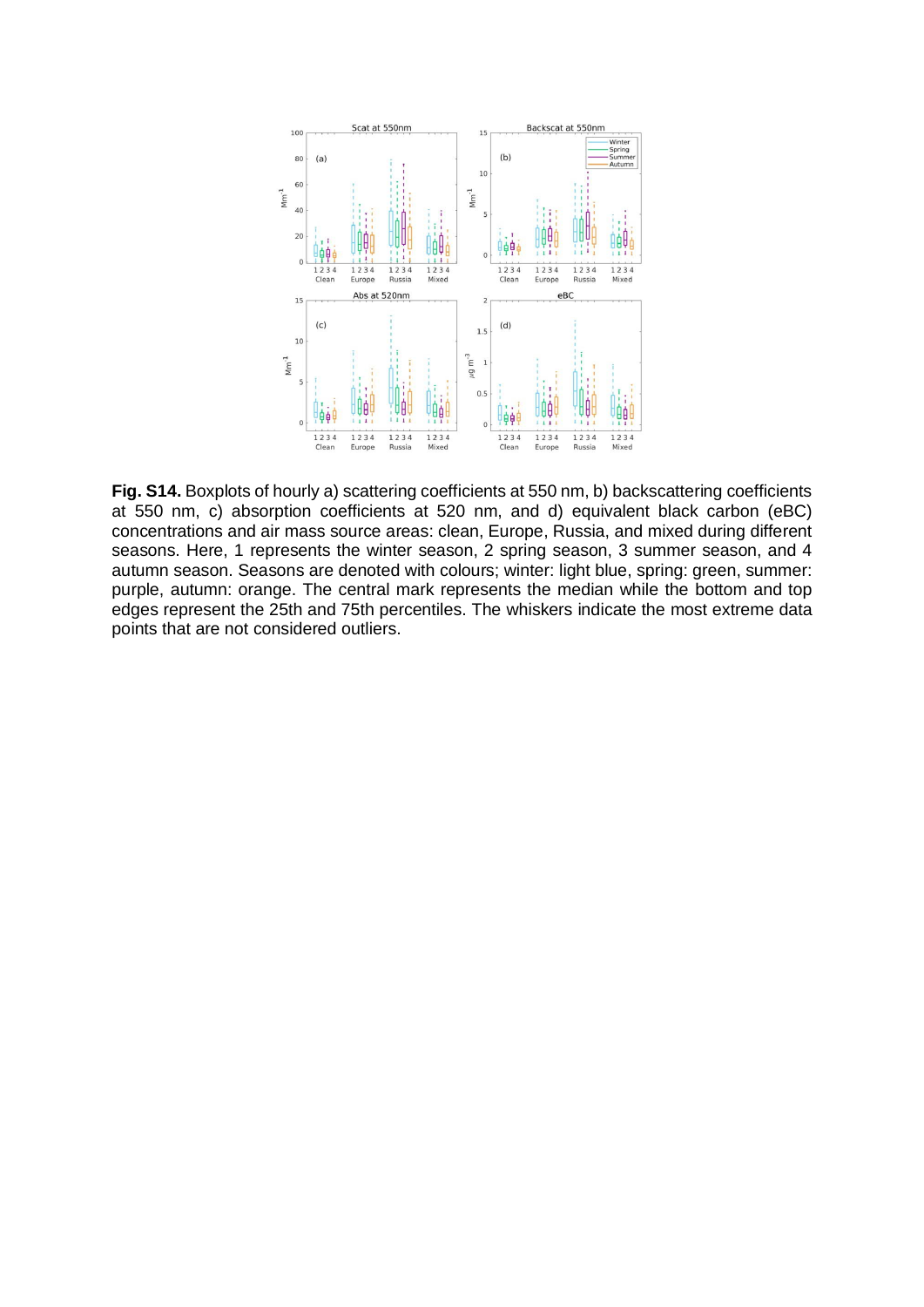Scat at 550nm

(a)

Mm$^{-1}$

100
80
60
40
20
0

1 2 3 4
Clean

1 2 3 4
Europe

1 2 3 4
Russia

1 2 3 4
Mixed

Backscat at 550nm

(b)

Mm$^{-1}$

15
10
5
0

Winter
Spring
Summer
Autumn

1 2 3 4
Clean

1 2 3 4
Europe

1 2 3 4
Russia

1 2 3 4
Mixed

Abs at 520nm

(c)

Mm$^{-1}$

15
10
5
0

1 2 3 4
Clean

1 2 3 4
Europe

1 2 3 4
Russia

1 2 3 4
Mixed

eBC

(d)

$\mu$g m$^{-3}$

2
1.5
1
0.5
0

1 2 3 4
Clean

1 2 3 4
Europe

1 2 3 4
Russia

1 2 3 4
Mixed

**Fig. S14.** Boxplots of hourly a) scattering coefficients at 550 nm, b) backscattering coefficients at 550 nm, c) absorption coefficients at 520 nm, and d) equivalent black carbon (eBC) concentrations and air mass source areas: clean, Europe, Russia, and mixed during different seasons. Here, 1 represents the winter season, 2 spring season, 3 summer season, and 4 autumn season. Seasons are denoted with colours; winter: light blue, spring: green, summer: purple, autumn: orange. The central mark represents the median while the bottom and top edges represent the 25th and 75th percentiles. The whiskers indicate the most extreme data points that are not considered outliers.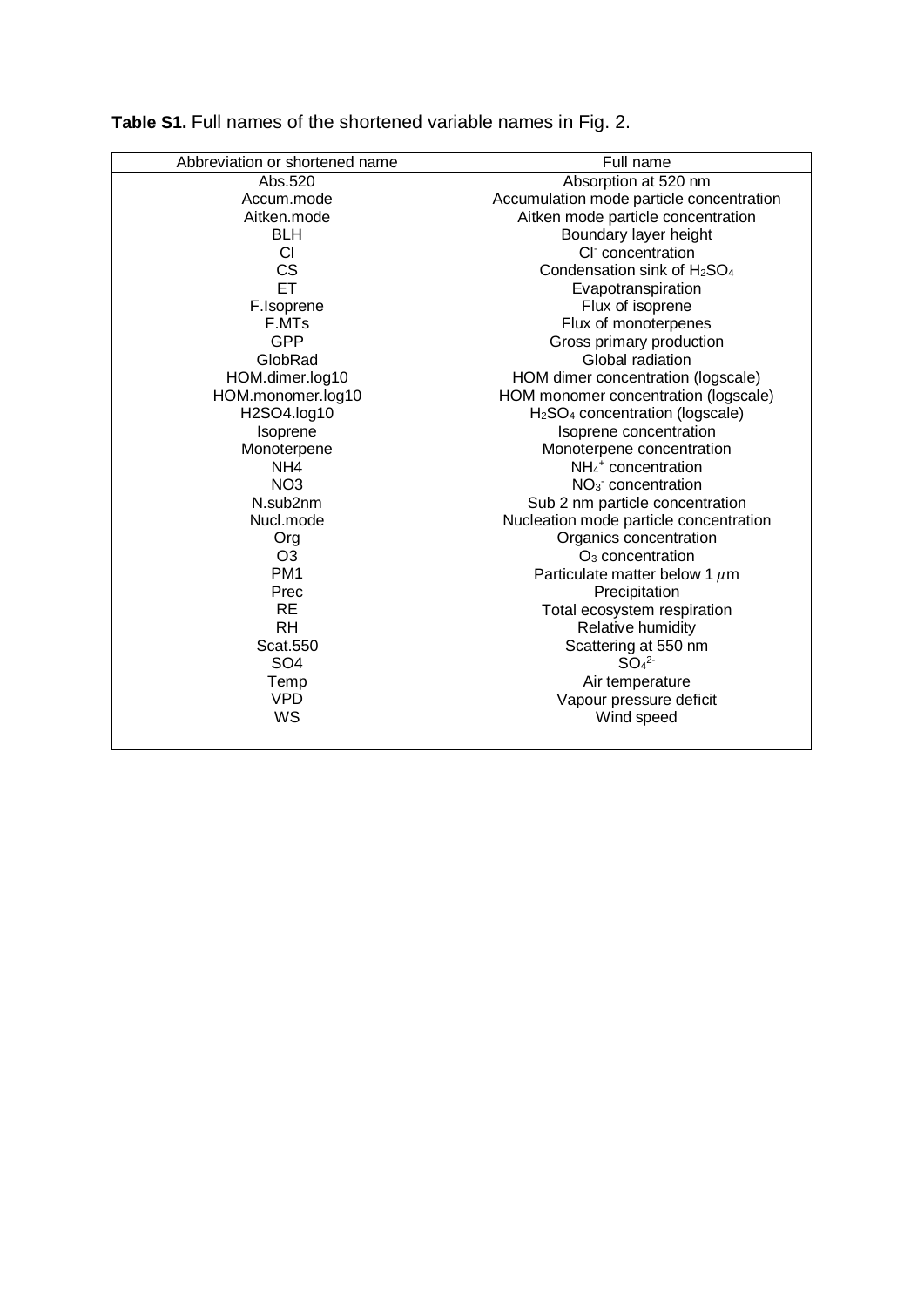**Table S1.** Full names of the shortened variable names in Fig. 2.

| Abbreviation or shortened name | Full name |
|---|---|
| Abs.520 | Absorption at 520 nm |
| Accum.mode | Accumulation mode particle concentration |
| Aitken.mode | Aitken mode particle concentration |
| BLH | Boundary layer height |
| Cl | $Cl^-$ concentration |
| CS | Condensation sink of $H_2SO_4$ |
| ET | Evapotranspiration |
| F.Isoprene | Flux of isoprene |
| F.MTs | Flux of monoterpenes |
| GPP | Gross primary production |
| GlobRad | Global radiation |
| HOM.dimer.log10 | HOM dimer concentration (logscale) |
| HOM.monomer.log10 | HOM monomer concentration (logscale) |
| H2SO4.log10 | $H_2SO_4$ concentration (logscale) |
| Isoprene | Isoprene concentration |
| Monoterpene | Monoterpene concentration |
| NH4 | $NH_4^+$ concentration |
| NO3 | $NO_3^-$ concentration |
| N.sub2nm | Sub 2 nm particle concentration |
| Nucl.mode | Nucleation mode particle concentration |
| Org | Organics concentration |
| O3 | $O_3$ concentration |
| PM1 | Particulate matter below 1 $\mu$m |
| Prec | Precipitation |
| RE | Total ecosystem respiration |
| RH | Relative humidity |
| Scat.550 | Scattering at 550 nm |
| SO4 | $SO_4^{2-}$ |
| Temp | Air temperature |
| VPD | Vapour pressure deficit |
| WS | Wind speed |